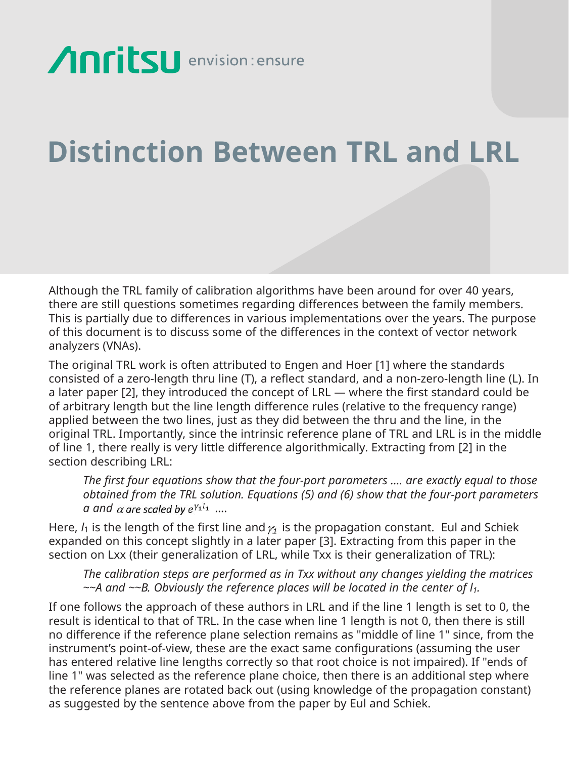# Distinction Between TRL and LRL

Although the TRL family of calibration algorithms have been around for over 40 years, there are still questions sometimes regarding differences between the family members. This is partially due to differences in various implementations over the years. The purpose of this document is to discuss some of the differences in the context of vector network analyzers (VNAs).

The original TRL work is often attributed to Engen and Hoer [1] where the standards consisted of a zero-length thru line (T), a reflect standard, and a non-zero-length line (L). In a later paper [2], they introduced the concept of LRL — where the first standard could be of arbitrary length but the line length difference rules (relative to the frequency range) applied between the two lines, just as they did between the thru and the line, in the original TRL. Importantly, since the intrinsic reference plane of TRL and LRL is in the middle of line 1, there really is very little difference algorithmically. Extracting from [2] in the section describing LRL:

> *The first four equations show that the four-port parameters .... are exactly equal to those obtained from the TRL solution. Equations (5) and (6) show that the four-port parameters a and* $\alpha$ *are scaled by* $e^{\gamma_1 l_1}$ ....

Here, $l_1$ is the length of the first line and $\gamma_1$ is the propagation constant. Eul and Schiek expanded on this concept slightly in a later paper [3]. Extracting from this paper in the section on Lxx (their generalization of LRL, while Txx is their generalization of TRL):

> *The calibration steps are performed as in Txx without any changes yielding the matrices ~~A and ~~B. Obviously the reference places will be located in the center of* $l_1$.

If one follows the approach of these authors in LRL and if the line 1 length is set to 0, the result is identical to that of TRL. In the case when line 1 length is not 0, then there is still no difference if the reference plane selection remains as "middle of line 1" since, from the instrument's point-of-view, these are the exact same configurations (assuming the user has entered relative line lengths correctly so that root choice is not impaired). If "ends of line 1" was selected as the reference plane choice, then there is an additional step where the reference planes are rotated back out (using knowledge of the propagation constant) as suggested by the sentence above from the paper by Eul and Schiek.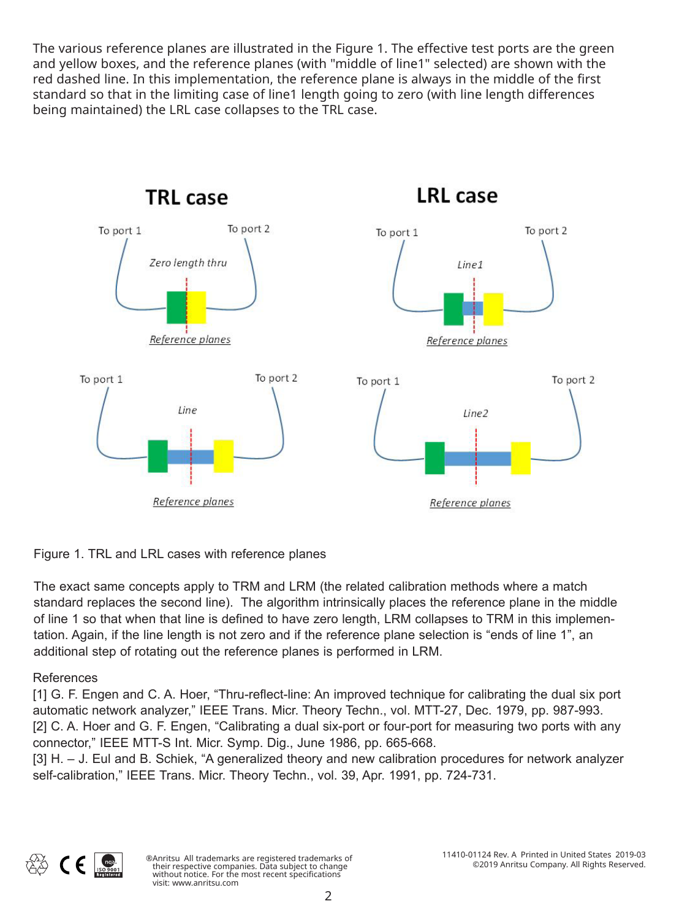The various reference planes are illustrated in the Figure 1. The effective test ports are the green and yellow boxes, and the reference planes (with "middle of line1" selected) are shown with the red dashed line. In this implementation, the reference plane is always in the middle of the first standard so that in the limiting case of line1 length going to zero (with line length differences being maintained) the LRL case collapses to the TRL case.

TRL case

To port 1

To port 2

Zero length thru

Reference planes

To port 1

To port 2

Line

Reference planes

LRL case

To port 1

To port 2

Line1

Reference planes

To port 1

To port 2

Line2

Reference planes

Figure 1. TRL and LRL cases with reference planes

The exact same concepts apply to TRM and LRM (the related calibration methods where a match standard replaces the second line). The algorithm intrinsically places the reference plane in the middle of line 1 so that when that line is defined to have zero length, LRM collapses to TRM in this implementation. Again, if the line length is not zero and if the reference plane selection is “ends of line 1”, an additional step of rotating out the reference planes is performed in LRM.

References

[1] G. F. Engen and C. A. Hoer, “Thru-reflect-line: An improved technique for calibrating the dual six port automatic network analyzer,” IEEE Trans. Micr. Theory Techn., vol. MTT-27, Dec. 1979, pp. 987-993.

[2] C. A. Hoer and G. F. Engen, “Calibrating a dual six-port or four-port for measuring two ports with any connector,” IEEE MTT-S Int. Micr. Symp. Dig., June 1986, pp. 665-668.

[3] H. – J. Eul and B. Schiek, “A generalized theory and new calibration procedures for network analyzer self-calibration,” IEEE Trans. Micr. Theory Techn., vol. 39, Apr. 1991, pp. 724-731.

®Anritsu All trademarks are registered trademarks of their respective companies. Data subject to change without notice. For the most recent specifications visit: www.anritsu.com

11410-01124 Rev. A Printed in United States 2019-03
©2019 Anritsu Company. All Rights Reserved.